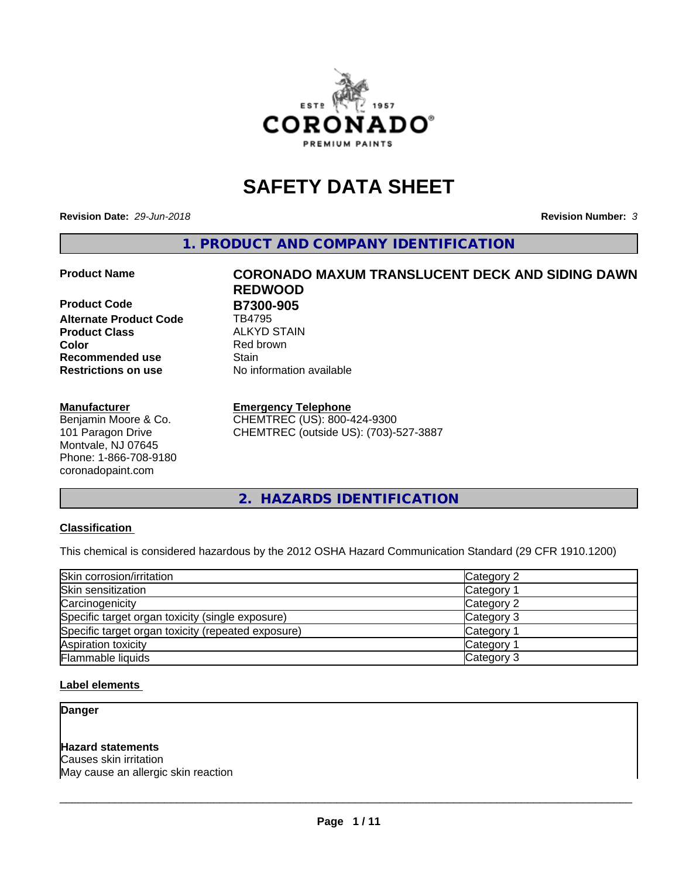# SAFETY DATA SHEET

**Revision Date:** *29-Jun-2018* **Revision Number:** *3*

## 1. PRODUCT AND COMPANY IDENTIFICATION

**Product Name** **CORONADO MAXUM TRANSLUCENT DECK AND SIDING DAWN REDWOOD**

**Product Code** **B7300-905**

**Alternate Product Code** TB4795

**Product Class** ALKYD STAIN

**Color** Red brown

**Recommended use** Stain

**Restrictions on use** No information available

**Manufacturer**
Benjamin Moore & Co.
101 Paragon Drive
Montvale, NJ 07645
Phone: 1-866-708-9180
coronadopaint.com

**Emergency Telephone**
CHEMTREC (US): 800-424-9300
CHEMTREC (outside US): (703)-527-3887

## 2. HAZARDS IDENTIFICATION

### Classification

This chemical is considered hazardous by the 2012 OSHA Hazard Communication Standard (29 CFR 1910.1200)

| Hazard | Category |
| --- | --- |
| Skin corrosion/irritation | Category 2 |
| Skin sensitization | Category 1 |
| Carcinogenicity | Category 2 |
| Specific target organ toxicity (single exposure) | Category 3 |
| Specific target organ toxicity (repeated exposure) | Category 1 |
| Aspiration toxicity | Category 1 |
| Flammable liquids | Category 3 |

### Label elements

**Danger**

**Hazard statements**
Causes skin irritation
May cause an allergic skin reaction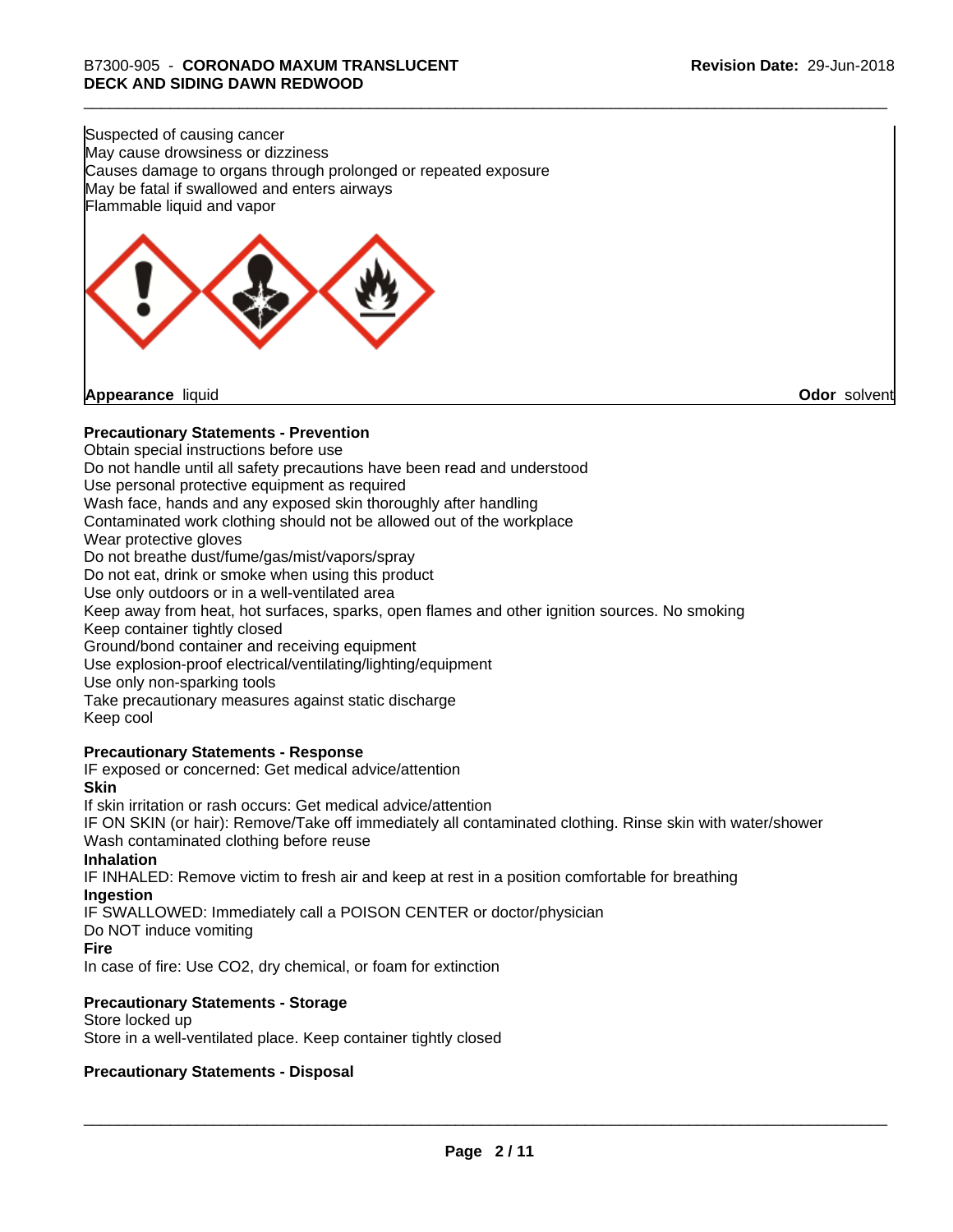Suspected of causing cancer
May cause drowsiness or dizziness
Causes damage to organs through prolonged or repeated exposure
May be fatal if swallowed and enters airways
Flammable liquid and vapor

**Appearance** liquid **Odor** solvent

**Precautionary Statements - Prevention**

Obtain special instructions before use
Do not handle until all safety precautions have been read and understood
Use personal protective equipment as required
Wash face, hands and any exposed skin thoroughly after handling
Contaminated work clothing should not be allowed out of the workplace
Wear protective gloves
Do not breathe dust/fume/gas/mist/vapors/spray
Do not eat, drink or smoke when using this product
Use only outdoors or in a well-ventilated area
Keep away from heat, hot surfaces, sparks, open flames and other ignition sources. No smoking
Keep container tightly closed
Ground/bond container and receiving equipment
Use explosion-proof electrical/ventilating/lighting/equipment
Use only non-sparking tools
Take precautionary measures against static discharge
Keep cool

**Precautionary Statements - Response**

IF exposed or concerned: Get medical advice/attention

**Skin**

If skin irritation or rash occurs: Get medical advice/attention
IF ON SKIN (or hair): Remove/Take off immediately all contaminated clothing. Rinse skin with water/shower
Wash contaminated clothing before reuse

**Inhalation**

IF INHALED: Remove victim to fresh air and keep at rest in a position comfortable for breathing

**Ingestion**

IF SWALLOWED: Immediately call a POISON CENTER or doctor/physician
Do NOT induce vomiting

**Fire**

In case of fire: Use $CO_2$, dry chemical, or foam for extinction

**Precautionary Statements - Storage**

Store locked up
Store in a well-ventilated place. Keep container tightly closed

**Precautionary Statements - Disposal**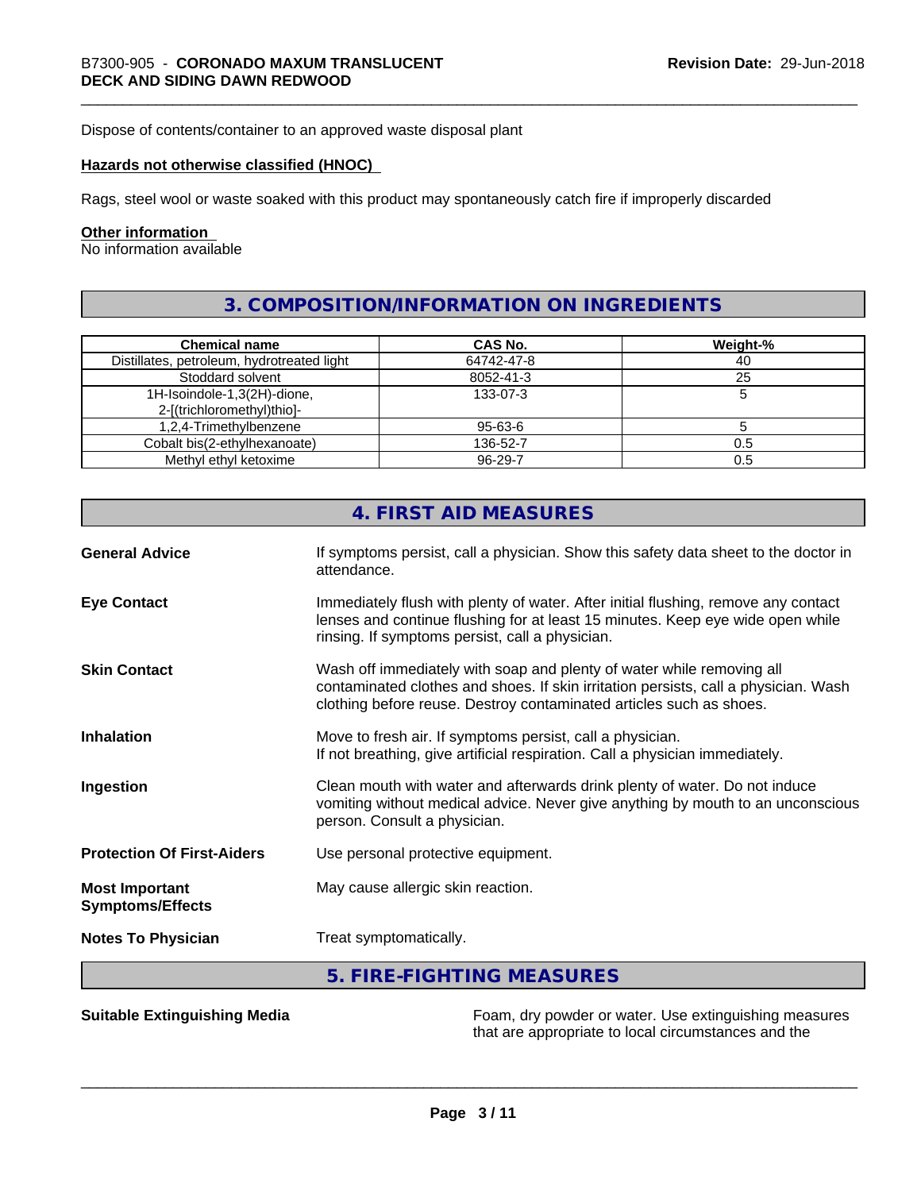Dispose of contents/container to an approved waste disposal plant

**Hazards not otherwise classified (HNOC)**

Rags, steel wool or waste soaked with this product may spontaneously catch fire if improperly discarded

**Other information**

No information available

## 3. COMPOSITION/INFORMATION ON INGREDIENTS

| Chemical name | CAS No. | Weight-% |
|---|---|---|
| Distillates, petroleum, hydrotreated light | 64742-47-8 | 40 |
| Stoddard solvent | 8052-41-3 | 25 |
| 1H-Isoindole-1,3(2H)-dione, 2-[(trichloromethyl)thio]- | 133-07-3 | 5 |
| 1,2,4-Trimethylbenzene | 95-63-6 | 5 |
| Cobalt bis(2-ethylhexanoate) | 136-52-7 | 0.5 |
| Methyl ethyl ketoxime | 96-29-7 | 0.5 |

## 4. FIRST AID MEASURES

**General Advice**
If symptoms persist, call a physician. Show this safety data sheet to the doctor in attendance.

**Eye Contact**
Immediately flush with plenty of water. After initial flushing, remove any contact lenses and continue flushing for at least 15 minutes. Keep eye wide open while rinsing. If symptoms persist, call a physician.

**Skin Contact**
Wash off immediately with soap and plenty of water while removing all contaminated clothes and shoes. If skin irritation persists, call a physician. Wash clothing before reuse. Destroy contaminated articles such as shoes.

**Inhalation**
Move to fresh air. If symptoms persist, call a physician.
If not breathing, give artificial respiration. Call a physician immediately.

**Ingestion**
Clean mouth with water and afterwards drink plenty of water. Do not induce vomiting without medical advice. Never give anything by mouth to an unconscious person. Consult a physician.

**Protection Of First-Aiders**
Use personal protective equipment.

**Most Important Symptoms/Effects**
May cause allergic skin reaction.

**Notes To Physician**
Treat symptomatically.

## 5. FIRE-FIGHTING MEASURES

**Suitable Extinguishing Media**
Foam, dry powder or water. Use extinguishing measures that are appropriate to local circumstances and the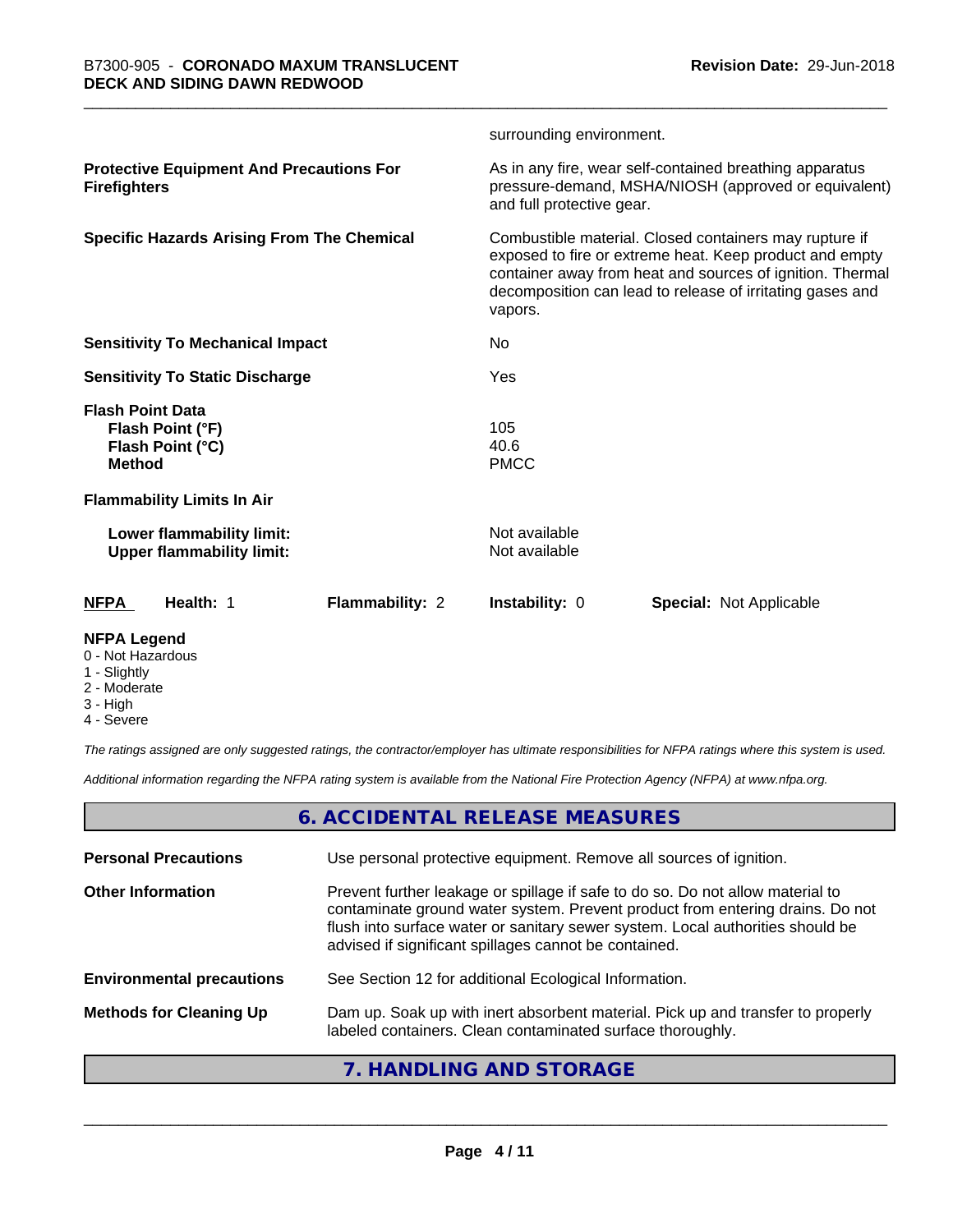surrounding environment.

| | |
|---|---|
| **Protective Equipment And Precautions For Firefighters** | As in any fire, wear self-contained breathing apparatus pressure-demand, MSHA/NIOSH (approved or equivalent) and full protective gear. |
| **Specific Hazards Arising From The Chemical** | Combustible material. Closed containers may rupture if exposed to fire or extreme heat. Keep product and empty container away from heat and sources of ignition. Thermal decomposition can lead to release of irritating gases and vapors. |
| **Sensitivity To Mechanical Impact** | No |
| **Sensitivity To Static Discharge** | Yes |

**Flash Point Data**

| | |
|---|---|
| **Flash Point (°F)** | 105 |
| **Flash Point (°C)** | 40.6 |
| **Method** | PMCC |

**Flammability Limits In Air**

| | |
|---|---|
| **Lower flammability limit:** | Not available |
| **Upper flammability limit:** | Not available |

| NFPA | Health: 1 | Flammability: 2 | Instability: 0 | Special: Not Applicable |
|---|---|---|---|---|

**NFPA Legend**

- 0 - Not Hazardous
- 1 - Slightly
- 2 - Moderate
- 3 - High
- 4 - Severe

*The ratings assigned are only suggested ratings, the contractor/employer has ultimate responsibilities for NFPA ratings where this system is used.*

*Additional information regarding the NFPA rating system is available from the National Fire Protection Agency (NFPA) at www.nfpa.org.*

## 6. ACCIDENTAL RELEASE MEASURES

| | |
|---|---|
| **Personal Precautions** | Use personal protective equipment. Remove all sources of ignition. |
| **Other Information** | Prevent further leakage or spillage if safe to do so. Do not allow material to contaminate ground water system. Prevent product from entering drains. Do not flush into surface water or sanitary sewer system. Local authorities should be advised if significant spillages cannot be contained. |
| **Environmental precautions** | See Section 12 for additional Ecological Information. |
| **Methods for Cleaning Up** | Dam up. Soak up with inert absorbent material. Pick up and transfer to properly labeled containers. Clean contaminated surface thoroughly. |

## 7. HANDLING AND STORAGE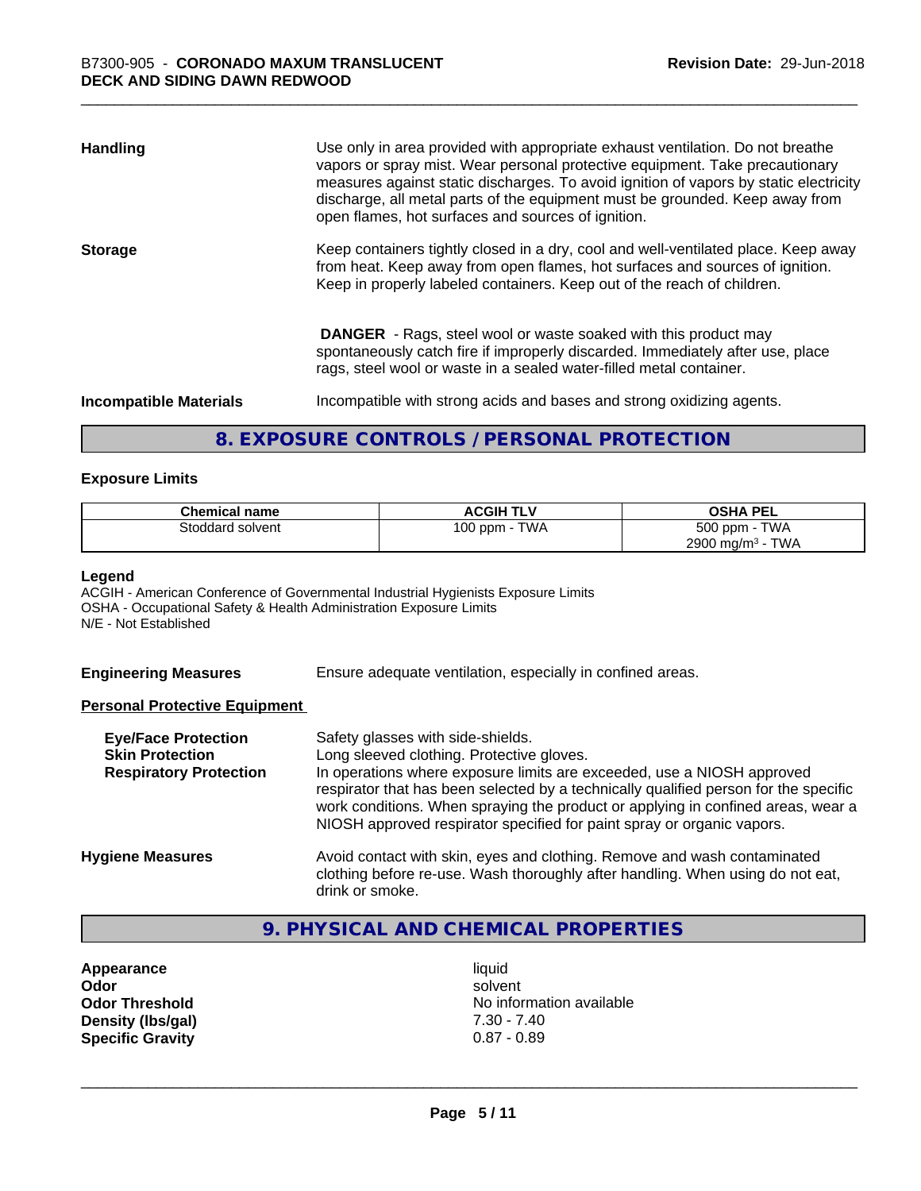**Handling**

Use only in area provided with appropriate exhaust ventilation. Do not breathe vapors or spray mist. Wear personal protective equipment. Take precautionary measures against static discharges. To avoid ignition of vapors by static electricity discharge, all metal parts of the equipment must be grounded. Keep away from open flames, hot surfaces and sources of ignition.

**Storage**

Keep containers tightly closed in a dry, cool and well-ventilated place. Keep away from heat. Keep away from open flames, hot surfaces and sources of ignition. Keep in properly labeled containers. Keep out of the reach of children.

**DANGER** - Rags, steel wool or waste soaked with this product may spontaneously catch fire if improperly discarded. Immediately after use, place rags, steel wool or waste in a sealed water-filled metal container.

**Incompatible Materials**

Incompatible with strong acids and bases and strong oxidizing agents.

## 8. EXPOSURE CONTROLS / PERSONAL PROTECTION

### Exposure Limits

| Chemical name | ACGIH TLV | OSHA PEL |
|---|---|---|
| Stoddard solvent | 100 ppm - TWA | 500 ppm - TWA<br>2900 mg/m$^3$ - TWA |

**Legend**

ACGIH - American Conference of Governmental Industrial Hygienists Exposure Limits
OSHA - Occupational Safety & Health Administration Exposure Limits
N/E - Not Established

**Engineering Measures**

Ensure adequate ventilation, especially in confined areas.

**Personal Protective Equipment**

**Eye/Face Protection** Safety glasses with side-shields.

**Skin Protection** Long sleeved clothing. Protective gloves.

**Respiratory Protection** In operations where exposure limits are exceeded, use a NIOSH approved respirator that has been selected by a technically qualified person for the specific work conditions. When spraying the product or applying in confined areas, wear a NIOSH approved respirator specified for paint spray or organic vapors.

**Hygiene Measures**

Avoid contact with skin, eyes and clothing. Remove and wash contaminated clothing before re-use. Wash thoroughly after handling. When using do not eat, drink or smoke.

## 9. PHYSICAL AND CHEMICAL PROPERTIES

| | |
|---|---|
| **Appearance** | liquid |
| **Odor** | solvent |
| **Odor Threshold** | No information available |
| **Density (lbs/gal)** | 7.30 - 7.40 |
| **Specific Gravity** | 0.87 - 0.89 |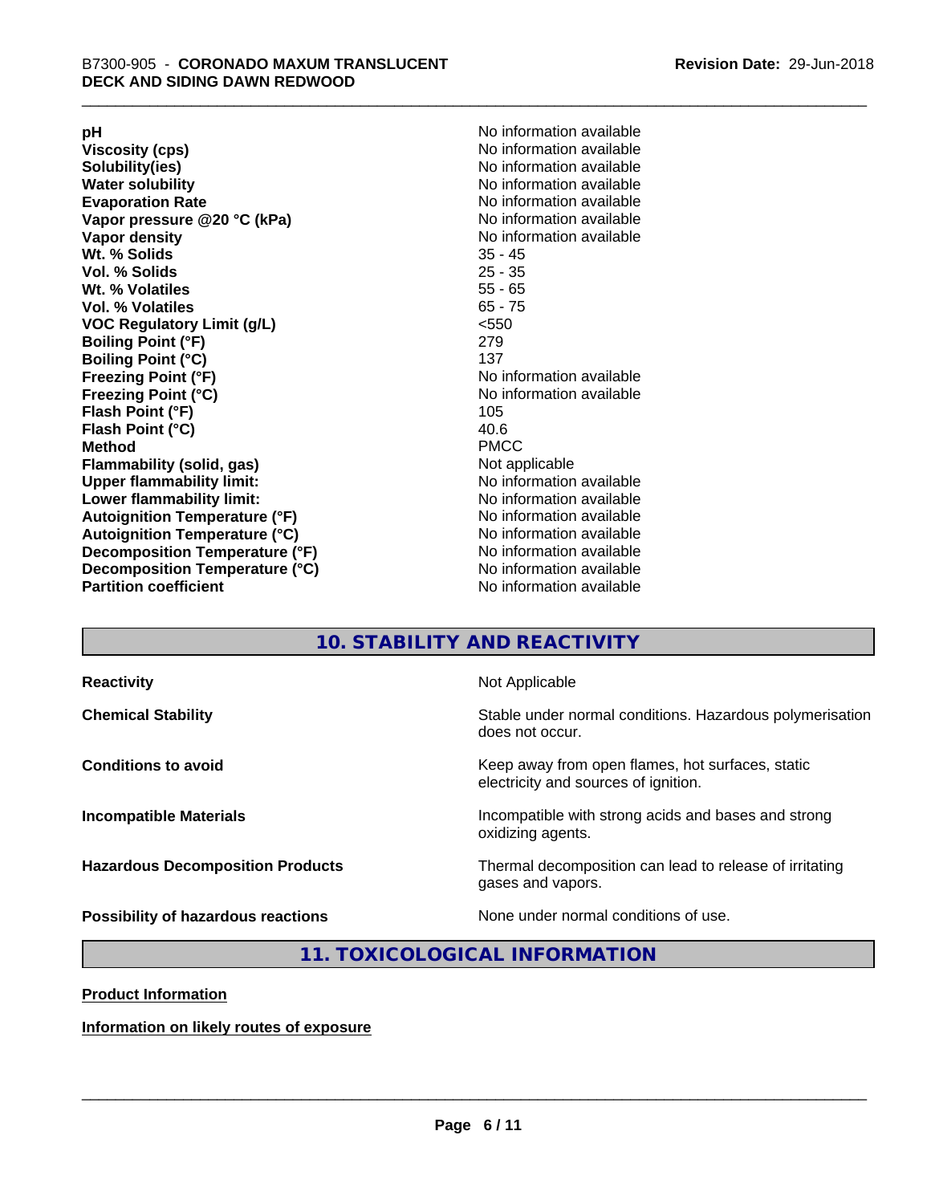| | |
|---|---|
| **pH** | No information available |
| **Viscosity (cps)** | No information available |
| **Solubility(ies)** | No information available |
| **Water solubility** | No information available |
| **Evaporation Rate** | No information available |
| **Vapor pressure @20 °C (kPa)** | No information available |
| **Vapor density** | No information available |
| **Wt. % Solids** | 35 - 45 |
| **Vol. % Solids** | 25 - 35 |
| **Wt. % Volatiles** | 55 - 65 |
| **Vol. % Volatiles** | 65 - 75 |
| **VOC Regulatory Limit (g/L)** | <550 |
| **Boiling Point (°F)** | 279 |
| **Boiling Point (°C)** | 137 |
| **Freezing Point (°F)** | No information available |
| **Freezing Point (°C)** | No information available |
| **Flash Point (°F)** | 105 |
| **Flash Point (°C)** | 40.6 |
| **Method** | PMCC |
| **Flammability (solid, gas)** | Not applicable |
| **Upper flammability limit:** | No information available |
| **Lower flammability limit:** | No information available |
| **Autoignition Temperature (°F)** | No information available |
| **Autoignition Temperature (°C)** | No information available |
| **Decomposition Temperature (°F)** | No information available |
| **Decomposition Temperature (°C)** | No information available |
| **Partition coefficient** | No information available |

## 10. STABILITY AND REACTIVITY

| | |
|---|---|
| **Reactivity** | Not Applicable |
| **Chemical Stability** | Stable under normal conditions. Hazardous polymerisation does not occur. |
| **Conditions to avoid** | Keep away from open flames, hot surfaces, static electricity and sources of ignition. |
| **Incompatible Materials** | Incompatible with strong acids and bases and strong oxidizing agents. |
| **Hazardous Decomposition Products** | Thermal decomposition can lead to release of irritating gases and vapors. |
| **Possibility of hazardous reactions** | None under normal conditions of use. |

## 11. TOXICOLOGICAL INFORMATION

**Product Information**

**Information on likely routes of exposure**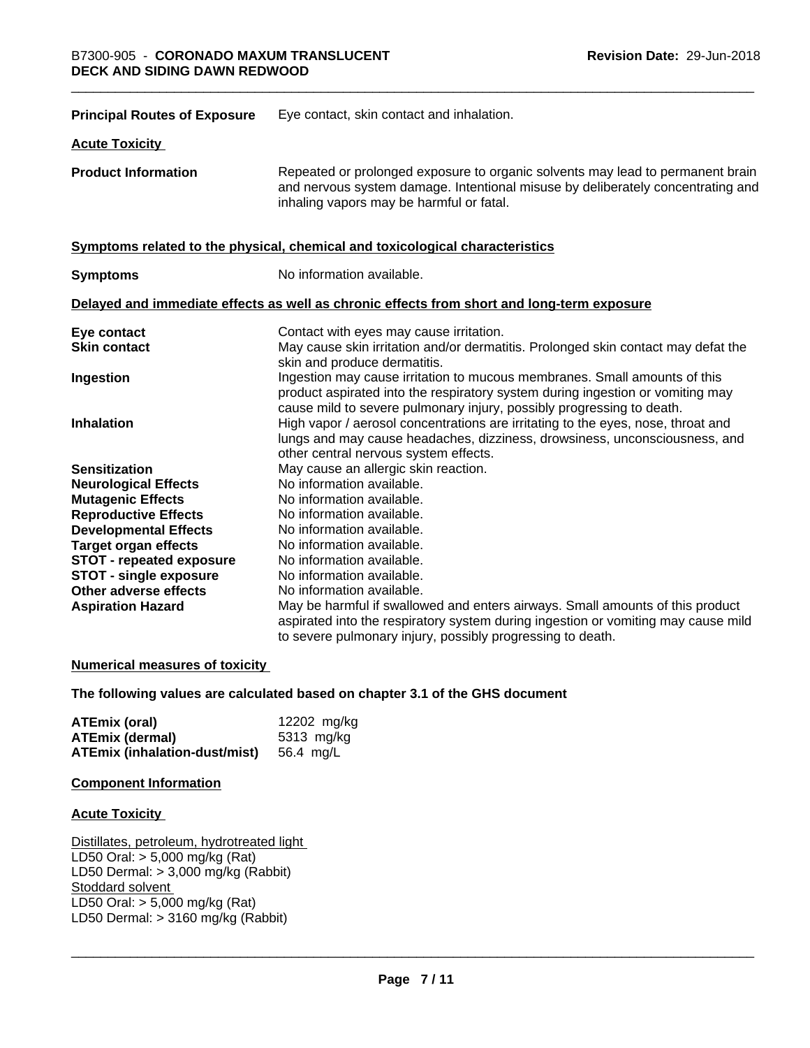**Principal Routes of Exposure** Eye contact, skin contact and inhalation.

**Acute Toxicity**

**Product Information** Repeated or prolonged exposure to organic solvents may lead to permanent brain and nervous system damage. Intentional misuse by deliberately concentrating and inhaling vapors may be harmful or fatal.

**Symptoms related to the physical, chemical and toxicological characteristics**

**Symptoms** No information available.

**Delayed and immediate effects as well as chronic effects from short and long-term exposure**

| | |
|---|---|
| **Eye contact** | Contact with eyes may cause irritation. |
| **Skin contact** | May cause skin irritation and/or dermatitis. Prolonged skin contact may defat the skin and produce dermatitis. |
| **Ingestion** | Ingestion may cause irritation to mucous membranes. Small amounts of this product aspirated into the respiratory system during ingestion or vomiting may cause mild to severe pulmonary injury, possibly progressing to death. |
| **Inhalation** | High vapor / aerosol concentrations are irritating to the eyes, nose, throat and lungs and may cause headaches, dizziness, drowsiness, unconsciousness, and other central nervous system effects. |
| **Sensitization** | May cause an allergic skin reaction. |
| **Neurological Effects** | No information available. |
| **Mutagenic Effects** | No information available. |
| **Reproductive Effects** | No information available. |
| **Developmental Effects** | No information available. |
| **Target organ effects** | No information available. |
| **STOT - repeated exposure** | No information available. |
| **STOT - single exposure** | No information available. |
| **Other adverse effects** | No information available. |
| **Aspiration Hazard** | May be harmful if swallowed and enters airways. Small amounts of this product aspirated into the respiratory system during ingestion or vomiting may cause mild to severe pulmonary injury, possibly progressing to death. |

**Numerical measures of toxicity**

**The following values are calculated based on chapter 3.1 of the GHS document**

| | |
|---|---|
| **ATEmix (oral)** | 12202 mg/kg |
| **ATEmix (dermal)** | 5313 mg/kg |
| **ATEmix (inhalation-dust/mist)** | 56.4 mg/L |

**Component Information**

**Acute Toxicity**

Distillates, petroleum, hydrotreated light
LD50 Oral: > 5,000 mg/kg (Rat)
LD50 Dermal: > 3,000 mg/kg (Rabbit)
Stoddard solvent
LD50 Oral: > 5,000 mg/kg (Rat)
LD50 Dermal: > 3160 mg/kg (Rabbit)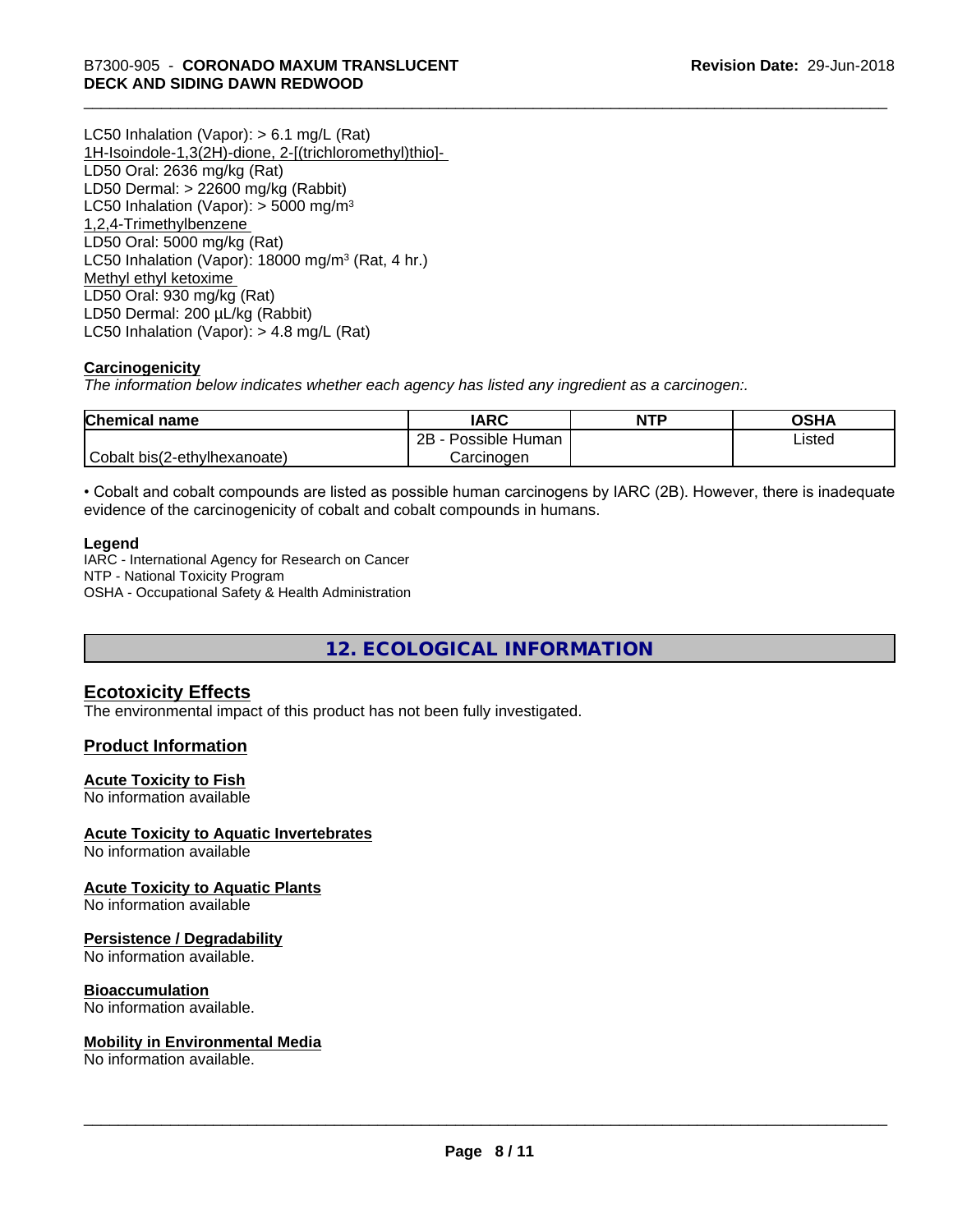LC50 Inhalation (Vapor): > 6.1 mg/L (Rat)
1H-Isoindole-1,3(2H)-dione, 2-[(trichloromethyl)thio]-
LD50 Oral: 2636 mg/kg (Rat)
LD50 Dermal: > 22600 mg/kg (Rabbit)
LC50 Inhalation (Vapor): > 5000 mg/m$^3$
1,2,4-Trimethylbenzene
LD50 Oral: 5000 mg/kg (Rat)
LC50 Inhalation (Vapor): 18000 mg/m$^3$ (Rat, 4 hr.)
Methyl ethyl ketoxime
LD50 Oral: 930 mg/kg (Rat)
LD50 Dermal: 200 µL/kg (Rabbit)
LC50 Inhalation (Vapor): > 4.8 mg/L (Rat)

**Carcinogenicity**

*The information below indicates whether each agency has listed any ingredient as a carcinogen:.*

| Chemical name | IARC | NTP | OSHA |
|---|---|---|---|
| Cobalt bis(2-ethylhexanoate) | 2B - Possible Human Carcinogen | | Listed |

• Cobalt and cobalt compounds are listed as possible human carcinogens by IARC (2B). However, there is inadequate evidence of the carcinogenicity of cobalt and cobalt compounds in humans.

**Legend**

IARC - International Agency for Research on Cancer
NTP - National Toxicity Program
OSHA - Occupational Safety & Health Administration

## 12. ECOLOGICAL INFORMATION

### Ecotoxicity Effects

The environmental impact of this product has not been fully investigated.

### Product Information

**Acute Toxicity to Fish**
No information available

**Acute Toxicity to Aquatic Invertebrates**
No information available

**Acute Toxicity to Aquatic Plants**
No information available

**Persistence / Degradability**
No information available.

**Bioaccumulation**
No information available.

**Mobility in Environmental Media**
No information available.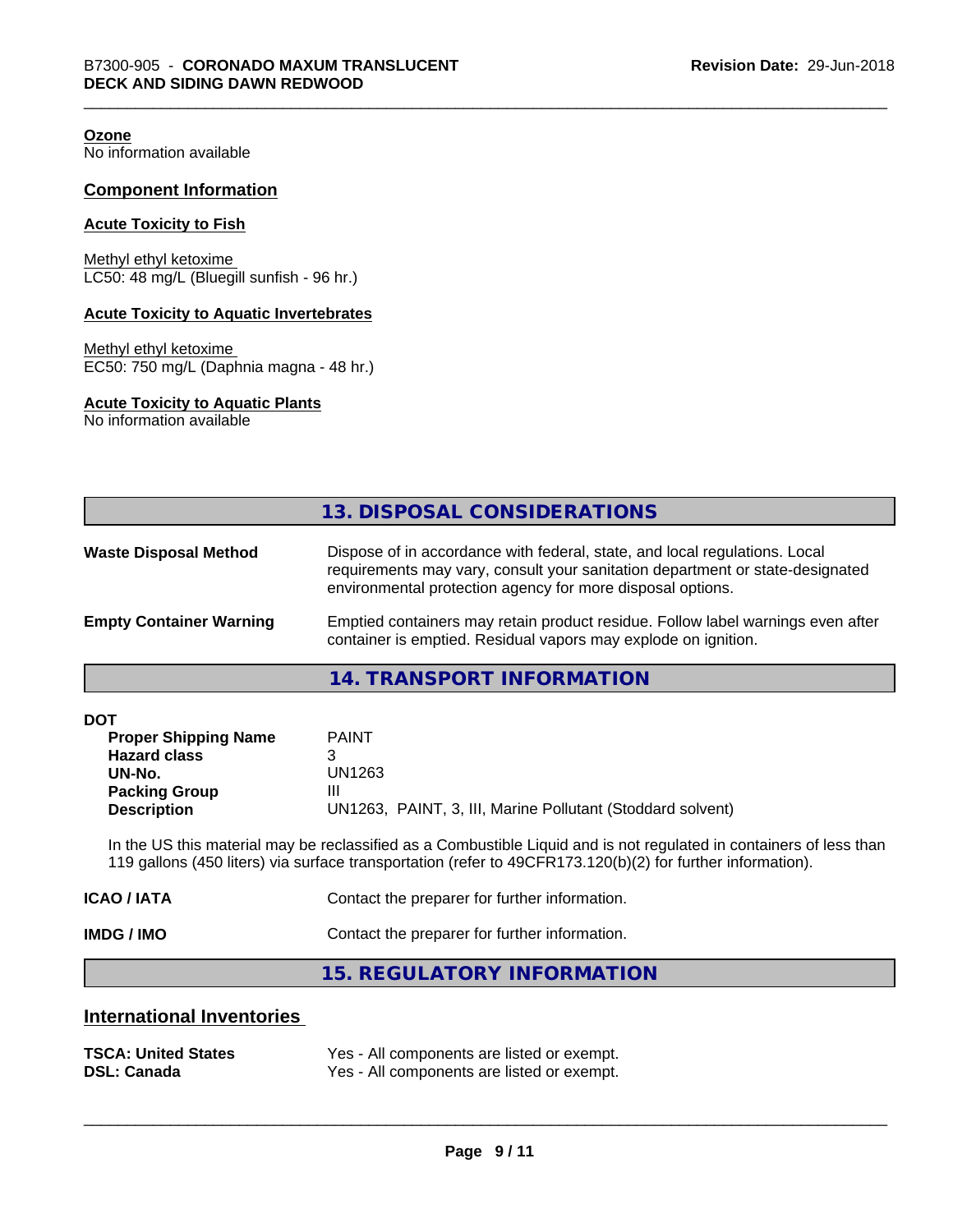**Ozone**
No information available

## Component Information

**Acute Toxicity to Fish**

Methyl ethyl ketoxime
LC50: 48 mg/L (Bluegill sunfish - 96 hr.)

**Acute Toxicity to Aquatic Invertebrates**

Methyl ethyl ketoxime
EC50: 750 mg/L (Daphnia magna - 48 hr.)

**Acute Toxicity to Aquatic Plants**
No information available

## 13. DISPOSAL CONSIDERATIONS

**Waste Disposal Method** Dispose of in accordance with federal, state, and local regulations. Local requirements may vary, consult your sanitation department or state-designated environmental protection agency for more disposal options.

**Empty Container Warning** Emptied containers may retain product residue. Follow label warnings even after container is emptied. Residual vapors may explode on ignition.

## 14. TRANSPORT INFORMATION

**DOT**

| | |
|---|---|
| **Proper Shipping Name** | PAINT |
| **Hazard class** | 3 |
| **UN-No.** | UN1263 |
| **Packing Group** | III |
| **Description** | UN1263, PAINT, 3, III, Marine Pollutant (Stoddard solvent) |

In the US this material may be reclassified as a Combustible Liquid and is not regulated in containers of less than 119 gallons (450 liters) via surface transportation (refer to 49CFR173.120(b)(2) for further information).

**ICAO / IATA** Contact the preparer for further information.

**IMDG / IMO** Contact the preparer for further information.

## 15. REGULATORY INFORMATION

### International Inventories

| | |
|---|---|
| **TSCA: United States** | Yes - All components are listed or exempt. |
| **DSL: Canada** | Yes - All components are listed or exempt. |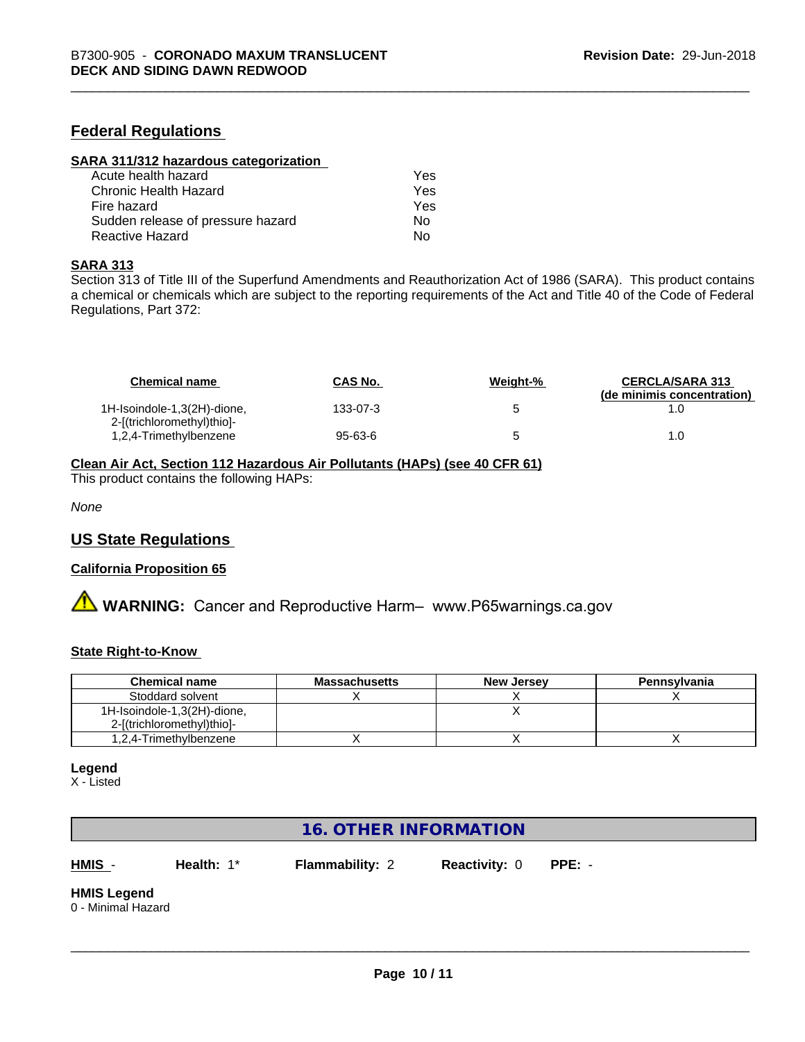## Federal Regulations

**SARA 311/312 hazardous categorization**

| | |
|---|---|
| Acute health hazard | Yes |
| Chronic Health Hazard | Yes |
| Fire hazard | Yes |
| Sudden release of pressure hazard | No |
| Reactive Hazard | No |

**SARA 313**

Section 313 of Title III of the Superfund Amendments and Reauthorization Act of 1986 (SARA). This product contains a chemical or chemicals which are subject to the reporting requirements of the Act and Title 40 of the Code of Federal Regulations, Part 372:

| Chemical name | CAS No. | Weight-% | CERCLA/SARA 313 (de minimis concentration) |
|---|---|---|---|
| 1H-Isoindole-1,3(2H)-dione, 2-[(trichloromethyl)thio]- | 133-07-3 | 5 | 1.0 |
| 1,2,4-Trimethylbenzene | 95-63-6 | 5 | 1.0 |

**Clean Air Act, Section 112 Hazardous Air Pollutants (HAPs) (see 40 CFR 61)**

This product contains the following HAPs:

*None*

## US State Regulations

**California Proposition 65**

⚠ **WARNING:** Cancer and Reproductive Harm– www.P65warnings.ca.gov

**State Right-to-Know**

| Chemical name | Massachusetts | New Jersey | Pennsylvania |
|---|---|---|---|
| Stoddard solvent | X | X | X |
| 1H-Isoindole-1,3(2H)-dione, 2-[(trichloromethyl)thio]- | | X | |
| 1,2,4-Trimethylbenzene | X | X | X |

**Legend**

X - Listed

## 16. OTHER INFORMATION

**HMIS** - **Health:** 1* **Flammability:** 2 **Reactivity:** 0 **PPE:** -

**HMIS Legend**

0 - Minimal Hazard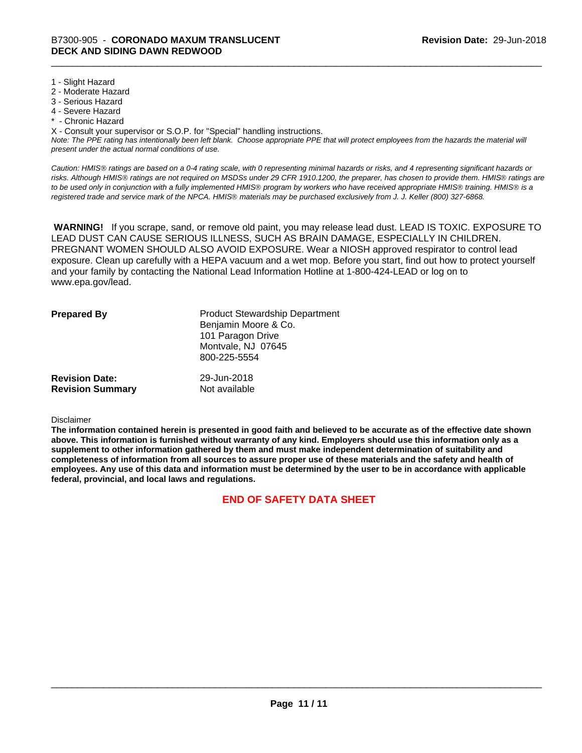1 - Slight Hazard
2 - Moderate Hazard
3 - Serious Hazard
4 - Severe Hazard
* - Chronic Hazard
X - Consult your supervisor or S.O.P. for "Special" handling instructions.

*Note: The PPE rating has intentionally been left blank. Choose appropriate PPE that will protect employees from the hazards the material will present under the actual normal conditions of use.*

*Caution: HMIS® ratings are based on a 0-4 rating scale, with 0 representing minimal hazards or risks, and 4 representing significant hazards or risks. Although HMIS® ratings are not required on MSDSs under 29 CFR 1910.1200, the preparer, has chosen to provide them. HMIS® ratings are to be used only in conjunction with a fully implemented HMIS® program by workers who have received appropriate HMIS® training. HMIS® is a registered trade and service mark of the NPCA. HMIS® materials may be purchased exclusively from J. J. Keller (800) 327-6868.*

**WARNING!** If you scrape, sand, or remove old paint, you may release lead dust. LEAD IS TOXIC. EXPOSURE TO LEAD DUST CAN CAUSE SERIOUS ILLNESS, SUCH AS BRAIN DAMAGE, ESPECIALLY IN CHILDREN. PREGNANT WOMEN SHOULD ALSO AVOID EXPOSURE. Wear a NIOSH approved respirator to control lead exposure. Clean up carefully with a HEPA vacuum and a wet mop. Before you start, find out how to protect yourself and your family by contacting the National Lead Information Hotline at 1-800-424-LEAD or log on to www.epa.gov/lead.

**Prepared By**
Product Stewardship Department
Benjamin Moore & Co.
101 Paragon Drive
Montvale, NJ 07645
800-225-5554

**Revision Date:** 29-Jun-2018
**Revision Summary** Not available

Disclaimer

**The information contained herein is presented in good faith and believed to be accurate as of the effective date shown above. This information is furnished without warranty of any kind. Employers should use this information only as a supplement to other information gathered by them and must make independent determination of suitability and completeness of information from all sources to assure proper use of these materials and the safety and health of employees. Any use of this data and information must be determined by the user to be in accordance with applicable federal, provincial, and local laws and regulations.**

**END OF SAFETY DATA SHEET**